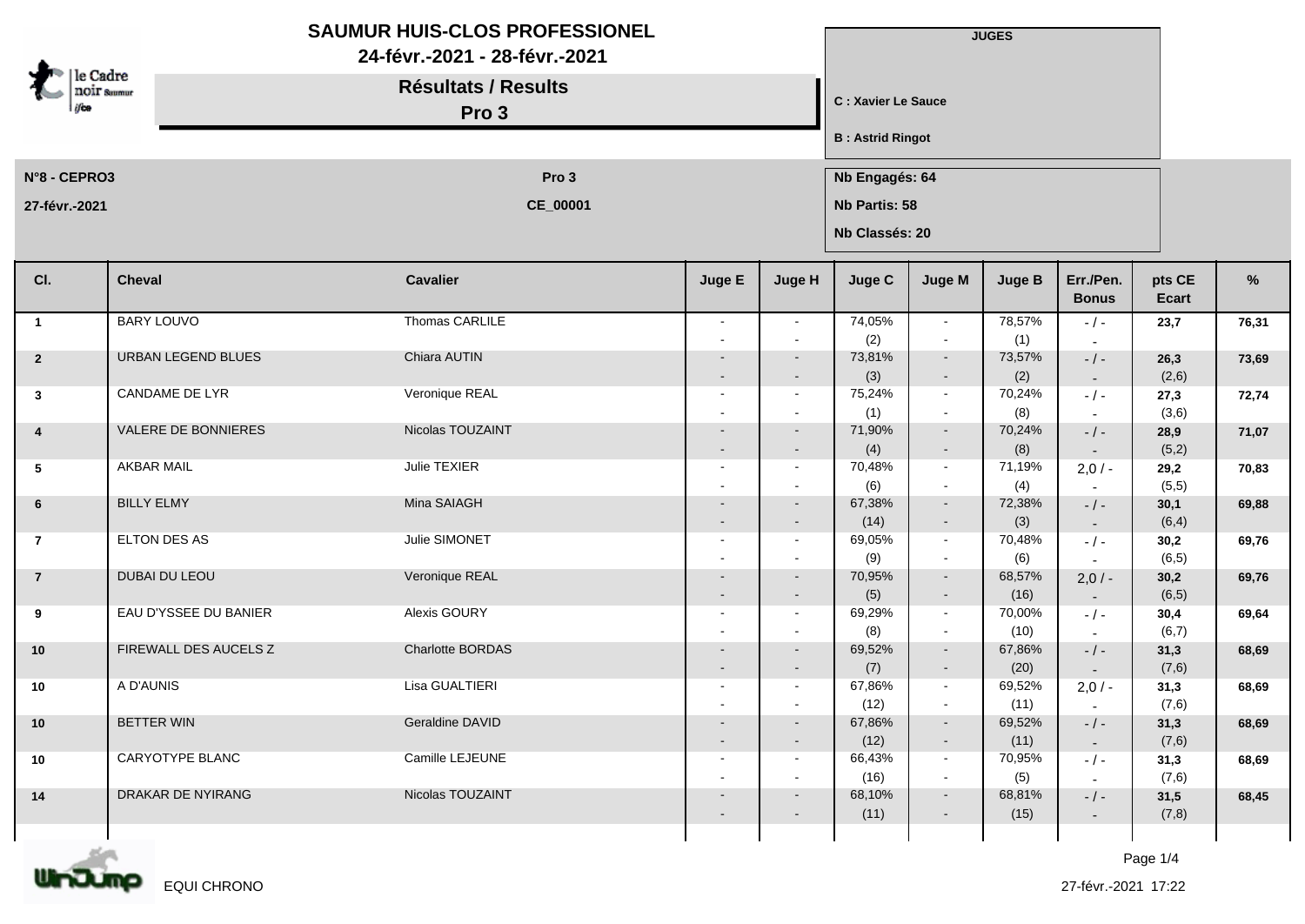# SAUMUR HUIS-CLOS PROFESSIONEL

**24-févr.-2021 - 28-févr.-2021**

## Résultats / Results

### Pro 3

**JUGES**

**C : Xavier Le Sauce**

**B : Astrid Ringot**

**N°8 - CEPRO3** — **Pro 3**

**27-févr.-2021** — **CE_00001**

**Nb Engagés: 64**

**Nb Partis: 58**

**Nb Classés: 20**

| Cl. | Cheval | Cavalier | Juge E | Juge H | Juge C | Juge M | Juge B | Err./Pen. Bonus | pts CE Ecart | % |
|---|---|---|---|---|---|---|---|---|---|---|
| 1 | BARY LOUVO | Thomas CARLILE | - - | - - | 74,05% (2) | - - | 78,57% (1) | - / - - | 23,7 | 76,31 |
| 2 | URBAN LEGEND BLUES | Chiara AUTIN | - - | - - | 73,81% (3) | - - | 73,57% (2) | - / - - | 26,3 (2,6) | 73,69 |
| 3 | CANDAME DE LYR | Veronique REAL | - - | - - | 75,24% (1) | - - | 70,24% (8) | - / - - | 27,3 (3,6) | 72,74 |
| 4 | VALERE DE BONNIERES | Nicolas TOUZAINT | - - | - - | 71,90% (4) | - - | 70,24% (8) | - / - - | 28,9 (5,2) | 71,07 |
| 5 | AKBAR MAIL | Julie TEXIER | - - | - - | 70,48% (6) | - - | 71,19% (4) | 2,0 / - - | 29,2 (5,5) | 70,83 |
| 6 | BILLY ELMY | Mina SAIAGH | - - | - - | 67,38% (14) | - - | 72,38% (3) | - / - - | 30,1 (6,4) | 69,88 |
| 7 | ELTON DES AS | Julie SIMONET | - - | - - | 69,05% (9) | - - | 70,48% (6) | - / - - | 30,2 (6,5) | 69,76 |
| 7 | DUBAI DU LEOU | Veronique REAL | - - | - - | 70,95% (5) | - - | 68,57% (16) | 2,0 / - - | 30,2 (6,5) | 69,76 |
| 9 | EAU D'YSSEE DU BANIER | Alexis GOURY | - - | - - | 69,29% (8) | - - | 70,00% (10) | - / - - | 30,4 (6,7) | 69,64 |
| 10 | FIREWALL DES AUCELS Z | Charlotte BORDAS | - - | - - | 69,52% (7) | - - | 67,86% (20) | - / - - | 31,3 (7,6) | 68,69 |
| 10 | A D'AUNIS | Lisa GUALTIERI | - - | - - | 67,86% (12) | - - | 69,52% (11) | 2,0 / - - | 31,3 (7,6) | 68,69 |
| 10 | BETTER WIN | Geraldine DAVID | - - | - - | 67,86% (12) | - - | 69,52% (11) | - / - - | 31,3 (7,6) | 68,69 |
| 10 | CARYOTYPE BLANC | Camille LEJEUNE | - - | - - | 66,43% (16) | - - | 70,95% (5) | - / - - | 31,3 (7,6) | 68,69 |
| 14 | DRAKAR DE NYIRANG | Nicolas TOUZAINT | - - | - - | 68,10% (11) | - - | 68,81% (15) | - / - - | 31,5 (7,8) | 68,45 |

EQUI CHRONO

27-févr.-2021 17:22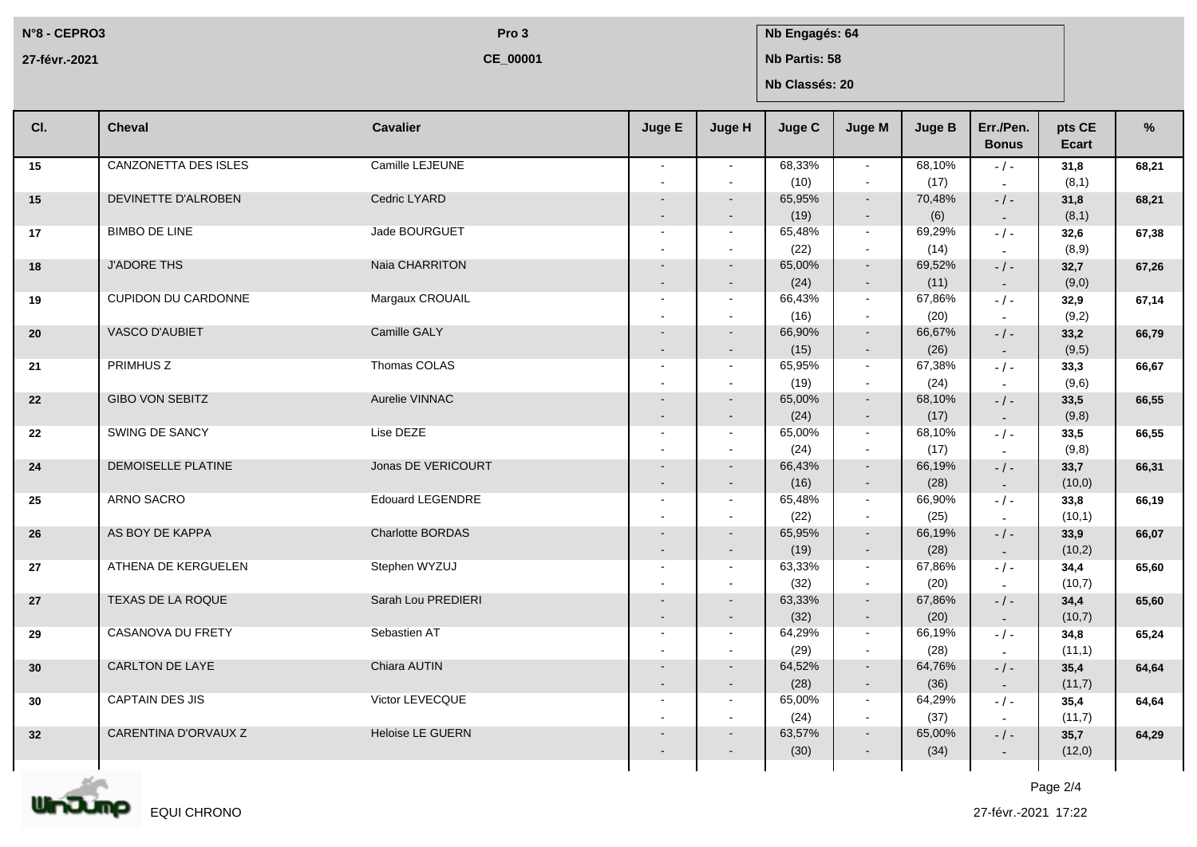N°8 - CEPRO3 | Pro 3 | Nb Engagés: 64

27-févr.-2021 | CE_00001 | Nb Partis: 58

Nb Classés: 20

| Cl. | Cheval | Cavalier | Juge E | Juge H | Juge C | Juge M | Juge B | Err./Pen. Bonus | pts CE Ecart | % |
|---|---|---|---|---|---|---|---|---|---|---|
| 15 | CANZONETTA DES ISLES | Camille LEJEUNE | - - | - - | 68,33% (10) | - - | 68,10% (17) | - / - - | 31,8 (8,1) | 68,21 |
| 15 | DEVINETTE D'ALROBEN | Cedric LYARD | - - | - - | 65,95% (19) | - - | 70,48% (6) | - / - - | 31,8 (8,1) | 68,21 |
| 17 | BIMBO DE LINE | Jade BOURGUET | - - | - - | 65,48% (22) | - - | 69,29% (14) | - / - - | 32,6 (8,9) | 67,38 |
| 18 | J'ADORE THS | Naia CHARRITON | - - | - - | 65,00% (24) | - - | 69,52% (11) | - / - - | 32,7 (9,0) | 67,26 |
| 19 | CUPIDON DU CARDONNE | Margaux CROUAIL | - - | - - | 66,43% (16) | - - | 67,86% (20) | - / - - | 32,9 (9,2) | 67,14 |
| 20 | VASCO D'AUBIET | Camille GALY | - - | - - | 66,90% (15) | - - | 66,67% (26) | - / - - | 33,2 (9,5) | 66,79 |
| 21 | PRIMHUS Z | Thomas COLAS | - - | - - | 65,95% (19) | - - | 67,38% (24) | - / - - | 33,3 (9,6) | 66,67 |
| 22 | GIBO VON SEBITZ | Aurelie VINNAC | - - | - - | 65,00% (24) | - - | 68,10% (17) | - / - - | 33,5 (9,8) | 66,55 |
| 22 | SWING DE SANCY | Lise DEZE | - - | - - | 65,00% (24) | - - | 68,10% (17) | - / - - | 33,5 (9,8) | 66,55 |
| 24 | DEMOISELLE PLATINE | Jonas DE VERICOURT | - - | - - | 66,43% (16) | - - | 66,19% (28) | - / - - | 33,7 (10,0) | 66,31 |
| 25 | ARNO SACRO | Edouard LEGENDRE | - - | - - | 65,48% (22) | - - | 66,90% (25) | - / - - | 33,8 (10,1) | 66,19 |
| 26 | AS BOY DE KAPPA | Charlotte BORDAS | - - | - - | 65,95% (19) | - - | 66,19% (28) | - / - - | 33,9 (10,2) | 66,07 |
| 27 | ATHENA DE KERGUELEN | Stephen WYZUJ | - - | - - | 63,33% (32) | - - | 67,86% (20) | - / - - | 34,4 (10,7) | 65,60 |
| 27 | TEXAS DE LA ROQUE | Sarah Lou PREDIERI | - - | - - | 63,33% (32) | - - | 67,86% (20) | - / - - | 34,4 (10,7) | 65,60 |
| 29 | CASANOVA DU FRETY | Sebastien AT | - - | - - | 64,29% (29) | - - | 66,19% (28) | - / - - | 34,8 (11,1) | 65,24 |
| 30 | CARLTON DE LAYE | Chiara AUTIN | - - | - - | 64,52% (28) | - - | 64,76% (36) | - / - - | 35,4 (11,7) | 64,64 |
| 30 | CAPTAIN DES JIS | Victor LEVECQUE | - - | - - | 65,00% (24) | - - | 64,29% (37) | - / - - | 35,4 (11,7) | 64,64 |
| 32 | CARENTINA D'ORVAUX Z | Heloise LE GUERN | - - | - - | 63,57% (30) | - - | 65,00% (34) | - / - - | 35,7 (12,0) | 64,29 |

EQUI CHRONO

27-févr.-2021 17:22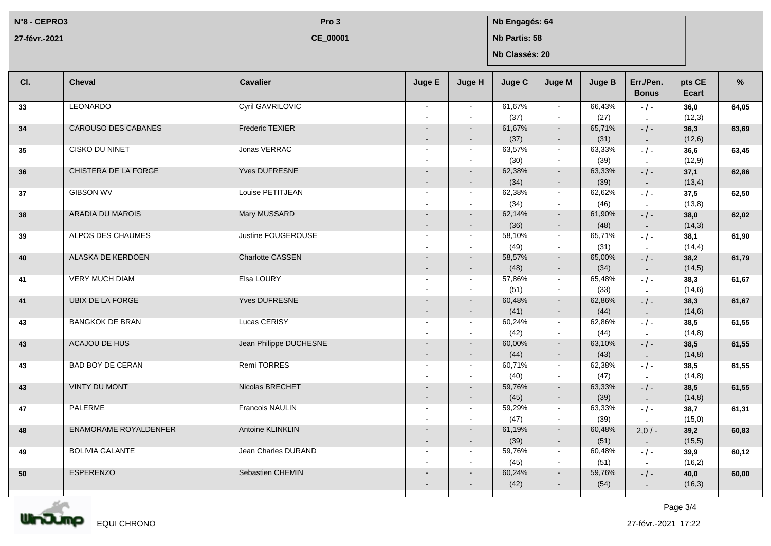N°8 - CEPRO3

27-févr.-2021

Pro 3

CE_00001

Nb Engagés: 64

Nb Partis: 58

Nb Classés: 20

| Cl. | Cheval | Cavalier | Juge E | Juge H | Juge C | Juge M | Juge B | Err./Pen. Bonus | pts CE Ecart | % |
|---|---|---|---|---|---|---|---|---|---|---|
| 33 | LEONARDO | Cyril GAVRILOVIC | - / - | - / - | 61,67% (37) | - / - | 66,43% (27) | - / - / - | **36,0** (12,3) | **64,05** |
| 34 | CAROUSO DES CABANES | Frederic TEXIER | - / - | - / - | 61,67% (37) | - / - | 65,71% (31) | - / - / - | **36,3** (12,6) | **63,69** |
| 35 | CISKO DU NINET | Jonas VERRAC | - / - | - / - | 63,57% (30) | - / - | 63,33% (39) | - / - / - | **36,6** (12,9) | **63,45** |
| 36 | CHISTERA DE LA FORGE | Yves DUFRESNE | - / - | - / - | 62,38% (34) | - / - | 63,33% (39) | - / - / - | **37,1** (13,4) | **62,86** |
| 37 | GIBSON WV | Louise PETITJEAN | - / - | - / - | 62,38% (34) | - / - | 62,62% (46) | - / - / - | **37,5** (13,8) | **62,50** |
| 38 | ARADIA DU MAROIS | Mary MUSSARD | - / - | - / - | 62,14% (36) | - / - | 61,90% (48) | - / - / - | **38,0** (14,3) | **62,02** |
| 39 | ALPOS DES CHAUMES | Justine FOUGEROUSE | - / - | - / - | 58,10% (49) | - / - | 65,71% (31) | - / - / - | **38,1** (14,4) | **61,90** |
| 40 | ALASKA DE KERDOEN | Charlotte CASSEN | - / - | - / - | 58,57% (48) | - / - | 65,00% (34) | - / - / - | **38,2** (14,5) | **61,79** |
| 41 | VERY MUCH DIAM | Elsa LOURY | - / - | - / - | 57,86% (51) | - / - | 65,48% (33) | - / - / - | **38,3** (14,6) | **61,67** |
| 41 | UBIX DE LA FORGE | Yves DUFRESNE | - / - | - / - | 60,48% (41) | - / - | 62,86% (44) | - / - / - | **38,3** (14,6) | **61,67** |
| 43 | BANGKOK DE BRAN | Lucas CERISY | - / - | - / - | 60,24% (42) | - / - | 62,86% (44) | - / - / - | **38,5** (14,8) | **61,55** |
| 43 | ACAJOU DE HUS | Jean Philippe DUCHESNE | - / - | - / - | 60,00% (44) | - / - | 63,10% (43) | - / - / - | **38,5** (14,8) | **61,55** |
| 43 | BAD BOY DE CERAN | Remi TORRES | - / - | - / - | 60,71% (40) | - / - | 62,38% (47) | - / - / - | **38,5** (14,8) | **61,55** |
| 43 | VINTY DU MONT | Nicolas BRECHET | - / - | - / - | 59,76% (45) | - / - | 63,33% (39) | - / - / - | **38,5** (14,8) | **61,55** |
| 47 | PALERME | Francois NAULIN | - / - | - / - | 59,29% (47) | - / - | 63,33% (39) | - / - / - | **38,7** (15,0) | **61,31** |
| 48 | ENAMORAME ROYALDENFER | Antoine KLINKLIN | - / - | - / - | 61,19% (39) | - / - | 60,48% (51) | 2,0 / - / - | **39,2** (15,5) | **60,83** |
| 49 | BOLIVIA GALANTE | Jean Charles DURAND | - / - | - / - | 59,76% (45) | - / - | 60,48% (51) | - / - / - | **39,9** (16,2) | **60,12** |
| 50 | ESPERENZO | Sebastien CHEMIN | - / - | - / - | 60,24% (42) | - / - | 59,76% (54) | - / - / - | **40,0** (16,3) | **60,00** |

EQUI CHRONO

27-févr.-2021 17:22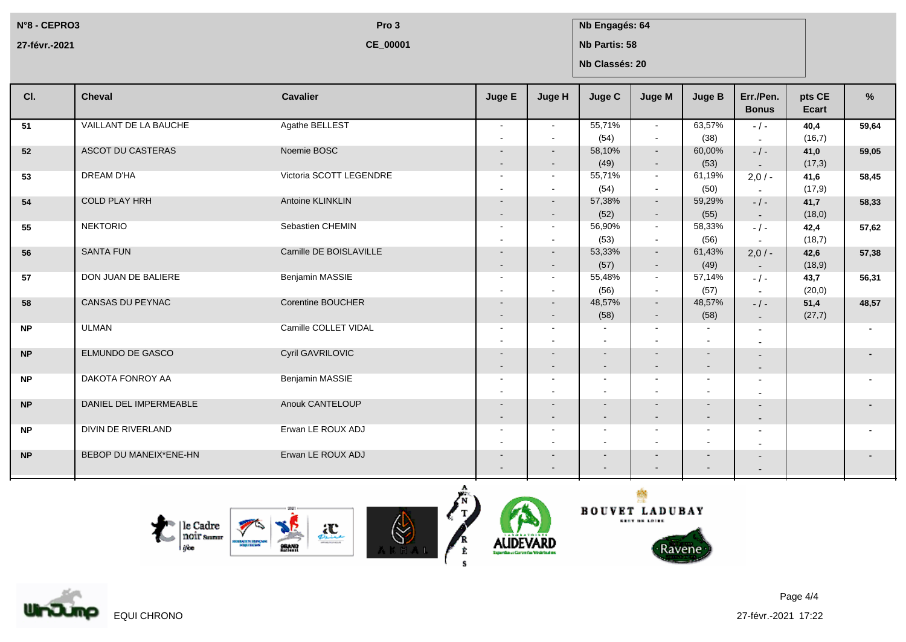N°8 - CEPRO3

27-févr.-2021

Pro 3

CE_00001

Nb Engagés: 64

Nb Partis: 58

Nb Classés: 20

| Cl. | Cheval | Cavalier | Juge E | Juge H | Juge C | Juge M | Juge B | Err./Pen. Bonus | pts CE Ecart | % |
|---|---|---|---|---|---|---|---|---|---|---|
| 51 | VAILLANT DE LA BAUCHE | Agathe BELLEST | - - | - - | 55,71% (54) | - - | 63,57% (38) | - / - - | 40,4 (16,7) | 59,64 |
| 52 | ASCOT DU CASTERAS | Noemie BOSC | - - | - - | 58,10% (49) | - - | 60,00% (53) | - / - - | 41,0 (17,3) | 59,05 |
| 53 | DREAM D'HA | Victoria SCOTT LEGENDRE | - - | - - | 55,71% (54) | - - | 61,19% (50) | 2,0 / - - | 41,6 (17,9) | 58,45 |
| 54 | COLD PLAY HRH | Antoine KLINKLIN | - - | - - | 57,38% (52) | - - | 59,29% (55) | - / - - | 41,7 (18,0) | 58,33 |
| 55 | NEKTORIO | Sebastien CHEMIN | - - | - - | 56,90% (53) | - - | 58,33% (56) | - / - - | 42,4 (18,7) | 57,62 |
| 56 | SANTA FUN | Camille DE BOISLAVILLE | - - | - - | 53,33% (57) | - - | 61,43% (49) | 2,0 / - - | 42,6 (18,9) | 57,38 |
| 57 | DON JUAN DE BALIERE | Benjamin MASSIE | - - | - - | 55,48% (56) | - - | 57,14% (57) | - / - - | 43,7 (20,0) | 56,31 |
| 58 | CANSAS DU PEYNAC | Corentine BOUCHER | - - | - - | 48,57% (58) | - - | 48,57% (58) | - / - - | 51,4 (27,7) | 48,57 |
| NP | ULMAN | Camille COLLET VIDAL | - - | - - | - - | - - | - - | - - | | - |
| NP | ELMUNDO DE GASCO | Cyril GAVRILOVIC | - - | - - | - - | - - | - - | - - | | - |
| NP | DAKOTA FONROY AA | Benjamin MASSIE | - - | - - | - - | - - | - - | - - | | - |
| NP | DANIEL DEL IMPERMEABLE | Anouk CANTELOUP | - - | - - | - - | - - | - - | - - | | - |
| NP | DIVIN DE RIVERLAND | Erwan LE ROUX ADJ | - - | - - | - - | - - | - - | - - | | - |
| NP | BEBOP DU MANEIX*ENE-HN | Erwan LE ROUX ADJ | - - | - - | - - | - - | - - | - - | | - |

EQUI CHRONO

27-févr.-2021 17:22